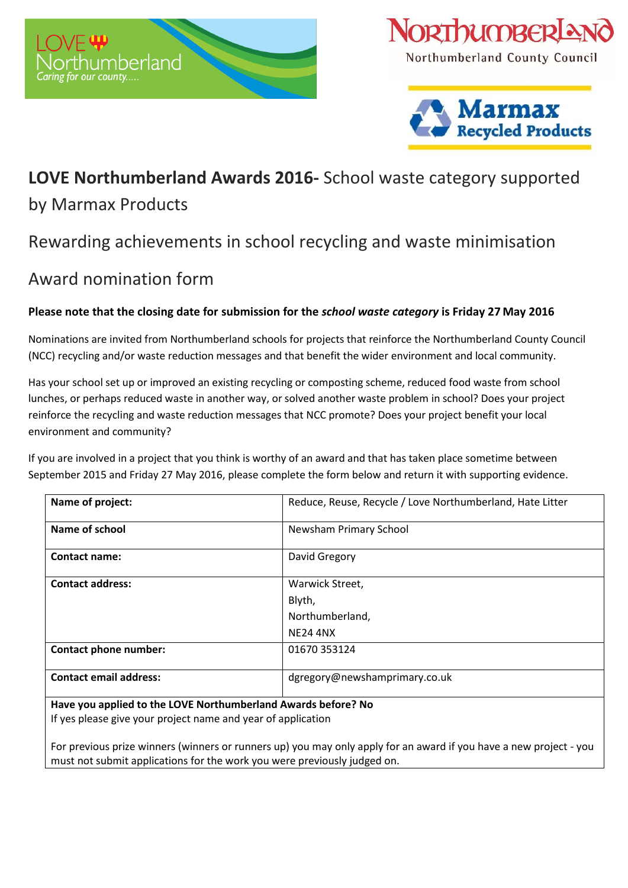# LOVE Northumberland Awards 2016- School waste category supported by Marmax Products

## Rewarding achievements in school recycling and waste minimisation

## Award nomination form

**Please note that the closing date for submission for the *school waste category* is Friday 27 May 2016**

Nominations are invited from Northumberland schools for projects that reinforce the Northumberland County Council (NCC) recycling and/or waste reduction messages and that benefit the wider environment and local community.

Has your school set up or improved an existing recycling or composting scheme, reduced food waste from school lunches, or perhaps reduced waste in another way, or solved another waste problem in school? Does your project reinforce the recycling and waste reduction messages that NCC promote? Does your project benefit your local environment and community?

If you are involved in a project that you think is worthy of an award and that has taken place sometime between September 2015 and Friday 27 May 2016, please complete the form below and return it with supporting evidence.

| | |
|---|---|
| **Name of project:** | Reduce, Reuse, Recycle / Love Northumberland, Hate Litter |
| **Name of school** | Newsham Primary School |
| **Contact name:** | David Gregory |
| **Contact address:** | Warwick Street,<br>Blyth,<br>Northumberland,<br>NE24 4NX |
| **Contact phone number:** | 01670 353124 |
| **Contact email address:** | dgregory@newshamprimary.co.uk |
| **Have you applied to the LOVE Northumberland Awards before? No**<br>If yes please give your project name and year of application<br><br>For previous prize winners (winners or runners up) you may only apply for an award if you have a new project - you must not submit applications for the work you were previously judged on. | |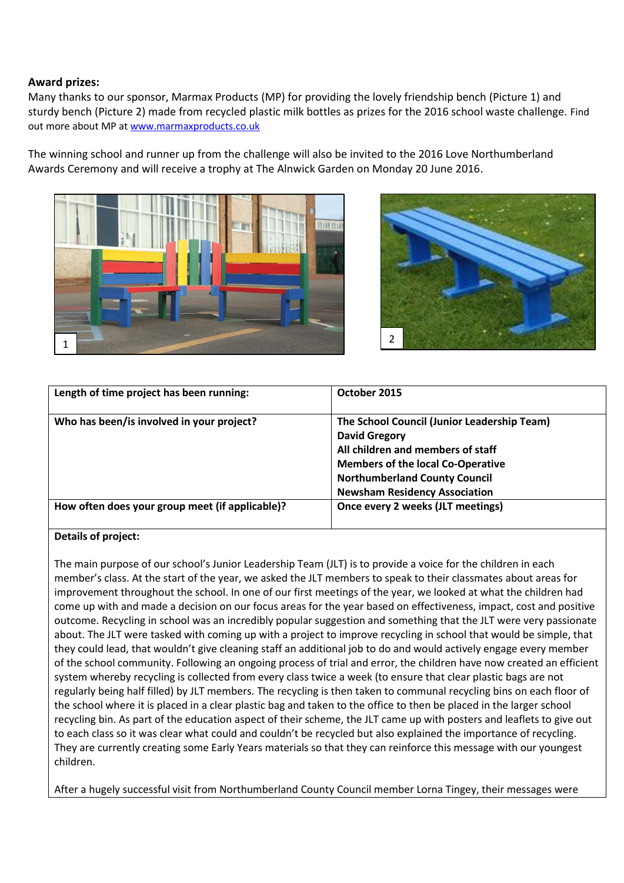**Award prizes:**

Many thanks to our sponsor, Marmax Products (MP) for providing the lovely friendship bench (Picture 1) and sturdy bench (Picture 2) made from recycled plastic milk bottles as prizes for the 2016 school waste challenge. Find out more about MP at [www.marmaxproducts.co.uk](http://www.marmaxproducts.co.uk)

The winning school and runner up from the challenge will also be invited to the 2016 Love Northumberland Awards Ceremony and will receive a trophy at The Alnwick Garden on Monday 20 June 2016.

1

2

| **Length of time project has been running:** | **October 2015** |
| --- | --- |
| **Who has been/is involved in your project?** | **The School Council (Junior Leadership Team)**<br>**David Gregory**<br>**All children and members of staff**<br>**Members of the local Co-Operative**<br>**Northumberland County Council**<br>**Newsham Residency Association** |
| **How often does your group meet (if applicable)?** | **Once every 2 weeks (JLT meetings)** |

**Details of project:**

The main purpose of our school's Junior Leadership Team (JLT) is to provide a voice for the children in each member's class. At the start of the year, we asked the JLT members to speak to their classmates about areas for improvement throughout the school. In one of our first meetings of the year, we looked at what the children had come up with and made a decision on our focus areas for the year based on effectiveness, impact, cost and positive outcome. Recycling in school was an incredibly popular suggestion and something that the JLT were very passionate about. The JLT were tasked with coming up with a project to improve recycling in school that would be simple, that they could lead, that wouldn't give cleaning staff an additional job to do and would actively engage every member of the school community. Following an ongoing process of trial and error, the children have now created an efficient system whereby recycling is collected from every class twice a week (to ensure that clear plastic bags are not regularly being half filled) by JLT members. The recycling is then taken to communal recycling bins on each floor of the school where it is placed in a clear plastic bag and taken to the office to then be placed in the larger school recycling bin. As part of the education aspect of their scheme, the JLT came up with posters and leaflets to give out to each class so it was clear what could and couldn't be recycled but also explained the importance of recycling. They are currently creating some Early Years materials so that they can reinforce this message with our youngest children.

After a hugely successful visit from Northumberland County Council member Lorna Tingey, their messages were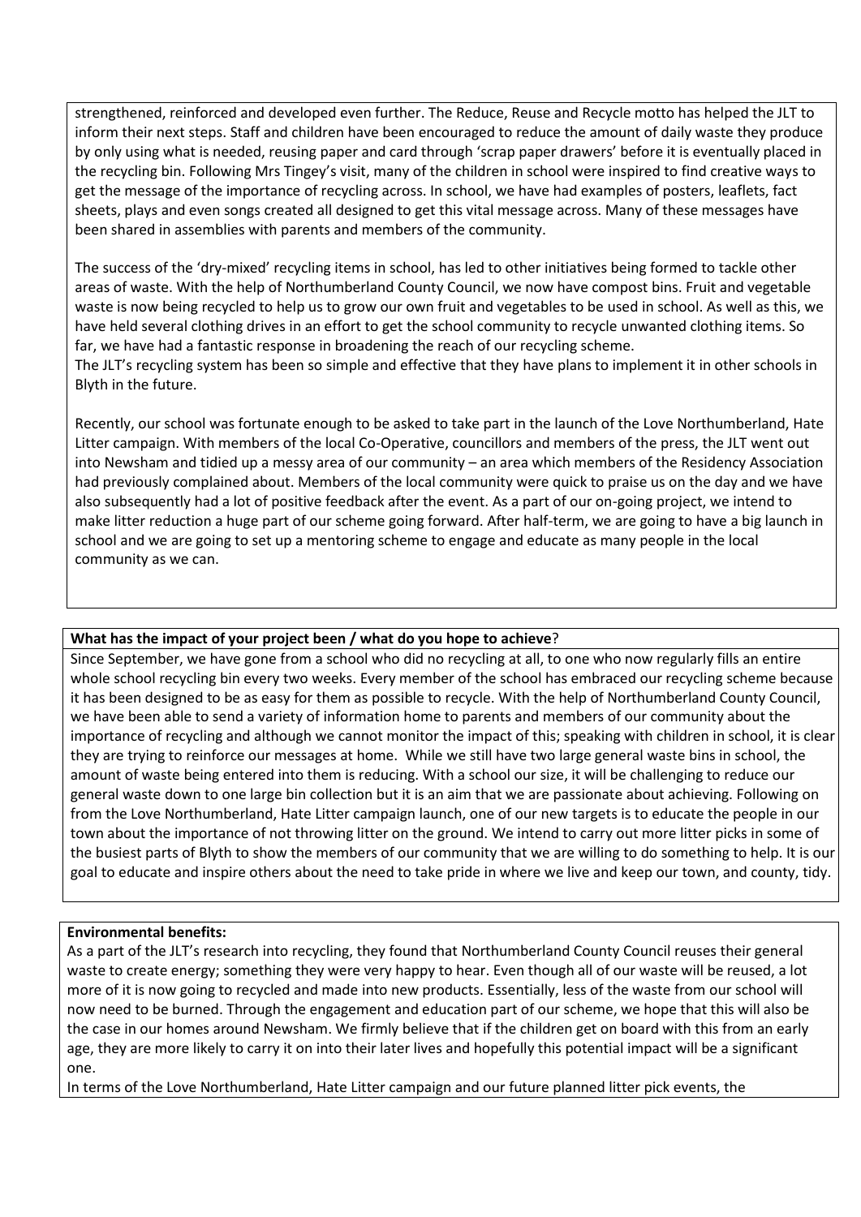strengthened, reinforced and developed even further. The Reduce, Reuse and Recycle motto has helped the JLT to inform their next steps. Staff and children have been encouraged to reduce the amount of daily waste they produce by only using what is needed, reusing paper and card through 'scrap paper drawers' before it is eventually placed in the recycling bin. Following Mrs Tingey's visit, many of the children in school were inspired to find creative ways to get the message of the importance of recycling across. In school, we have had examples of posters, leaflets, fact sheets, plays and even songs created all designed to get this vital message across. Many of these messages have been shared in assemblies with parents and members of the community.

The success of the 'dry-mixed' recycling items in school, has led to other initiatives being formed to tackle other areas of waste. With the help of Northumberland County Council, we now have compost bins. Fruit and vegetable waste is now being recycled to help us to grow our own fruit and vegetables to be used in school. As well as this, we have held several clothing drives in an effort to get the school community to recycle unwanted clothing items. So far, we have had a fantastic response in broadening the reach of our recycling scheme.
The JLT's recycling system has been so simple and effective that they have plans to implement it in other schools in Blyth in the future.

Recently, our school was fortunate enough to be asked to take part in the launch of the Love Northumberland, Hate Litter campaign. With members of the local Co-Operative, councillors and members of the press, the JLT went out into Newsham and tidied up a messy area of our community – an area which members of the Residency Association had previously complained about. Members of the local community were quick to praise us on the day and we have also subsequently had a lot of positive feedback after the event. As a part of our on-going project, we intend to make litter reduction a huge part of our scheme going forward. After half-term, we are going to have a big launch in school and we are going to set up a mentoring scheme to engage and educate as many people in the local community as we can.

**What has the impact of your project been / what do you hope to achieve**?

Since September, we have gone from a school who did no recycling at all, to one who now regularly fills an entire whole school recycling bin every two weeks. Every member of the school has embraced our recycling scheme because it has been designed to be as easy for them as possible to recycle. With the help of Northumberland County Council, we have been able to send a variety of information home to parents and members of our community about the importance of recycling and although we cannot monitor the impact of this; speaking with children in school, it is clear they are trying to reinforce our messages at home. While we still have two large general waste bins in school, the amount of waste being entered into them is reducing. With a school our size, it will be challenging to reduce our general waste down to one large bin collection but it is an aim that we are passionate about achieving. Following on from the Love Northumberland, Hate Litter campaign launch, one of our new targets is to educate the people in our town about the importance of not throwing litter on the ground. We intend to carry out more litter picks in some of the busiest parts of Blyth to show the members of our community that we are willing to do something to help. It is our goal to educate and inspire others about the need to take pride in where we live and keep our town, and county, tidy.

**Environmental benefits:**

As a part of the JLT's research into recycling, they found that Northumberland County Council reuses their general waste to create energy; something they were very happy to hear. Even though all of our waste will be reused, a lot more of it is now going to recycled and made into new products. Essentially, less of the waste from our school will now need to be burned. Through the engagement and education part of our scheme, we hope that this will also be the case in our homes around Newsham. We firmly believe that if the children get on board with this from an early age, they are more likely to carry it on into their later lives and hopefully this potential impact will be a significant one.
In terms of the Love Northumberland, Hate Litter campaign and our future planned litter pick events, the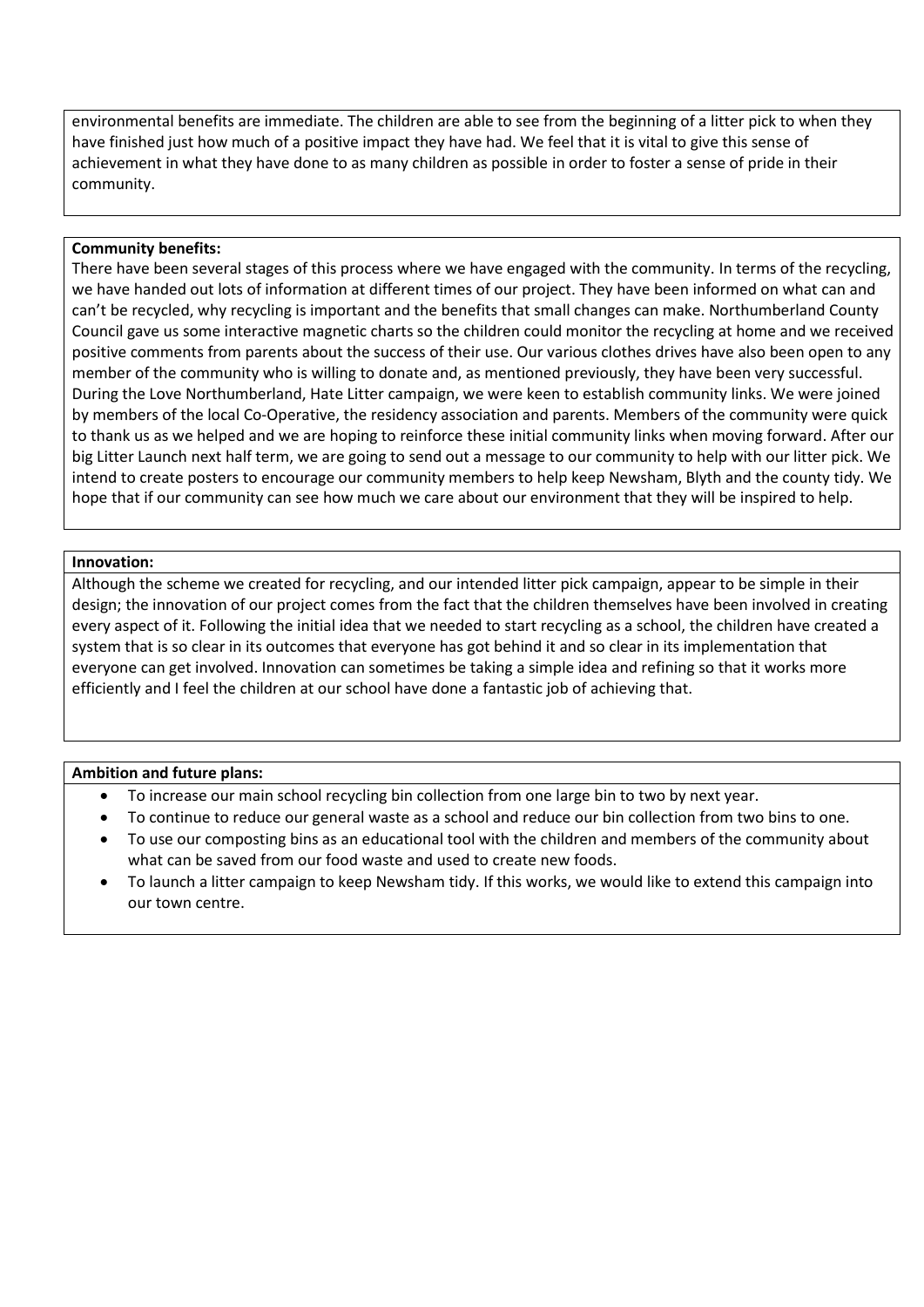environmental benefits are immediate. The children are able to see from the beginning of a litter pick to when they have finished just how much of a positive impact they have had. We feel that it is vital to give this sense of achievement in what they have done to as many children as possible in order to foster a sense of pride in their community.

**Community benefits:**

There have been several stages of this process where we have engaged with the community. In terms of the recycling, we have handed out lots of information at different times of our project. They have been informed on what can and can't be recycled, why recycling is important and the benefits that small changes can make. Northumberland County Council gave us some interactive magnetic charts so the children could monitor the recycling at home and we received positive comments from parents about the success of their use. Our various clothes drives have also been open to any member of the community who is willing to donate and, as mentioned previously, they have been very successful. During the Love Northumberland, Hate Litter campaign, we were keen to establish community links. We were joined by members of the local Co-Operative, the residency association and parents. Members of the community were quick to thank us as we helped and we are hoping to reinforce these initial community links when moving forward. After our big Litter Launch next half term, we are going to send out a message to our community to help with our litter pick. We intend to create posters to encourage our community members to help keep Newsham, Blyth and the county tidy. We hope that if our community can see how much we care about our environment that they will be inspired to help.

**Innovation:**

Although the scheme we created for recycling, and our intended litter pick campaign, appear to be simple in their design; the innovation of our project comes from the fact that the children themselves have been involved in creating every aspect of it. Following the initial idea that we needed to start recycling as a school, the children have created a system that is so clear in its outcomes that everyone has got behind it and so clear in its implementation that everyone can get involved. Innovation can sometimes be taking a simple idea and refining so that it works more efficiently and I feel the children at our school have done a fantastic job of achieving that.

**Ambition and future plans:**

- To increase our main school recycling bin collection from one large bin to two by next year.
- To continue to reduce our general waste as a school and reduce our bin collection from two bins to one.
- To use our composting bins as an educational tool with the children and members of the community about what can be saved from our food waste and used to create new foods.
- To launch a litter campaign to keep Newsham tidy. If this works, we would like to extend this campaign into our town centre.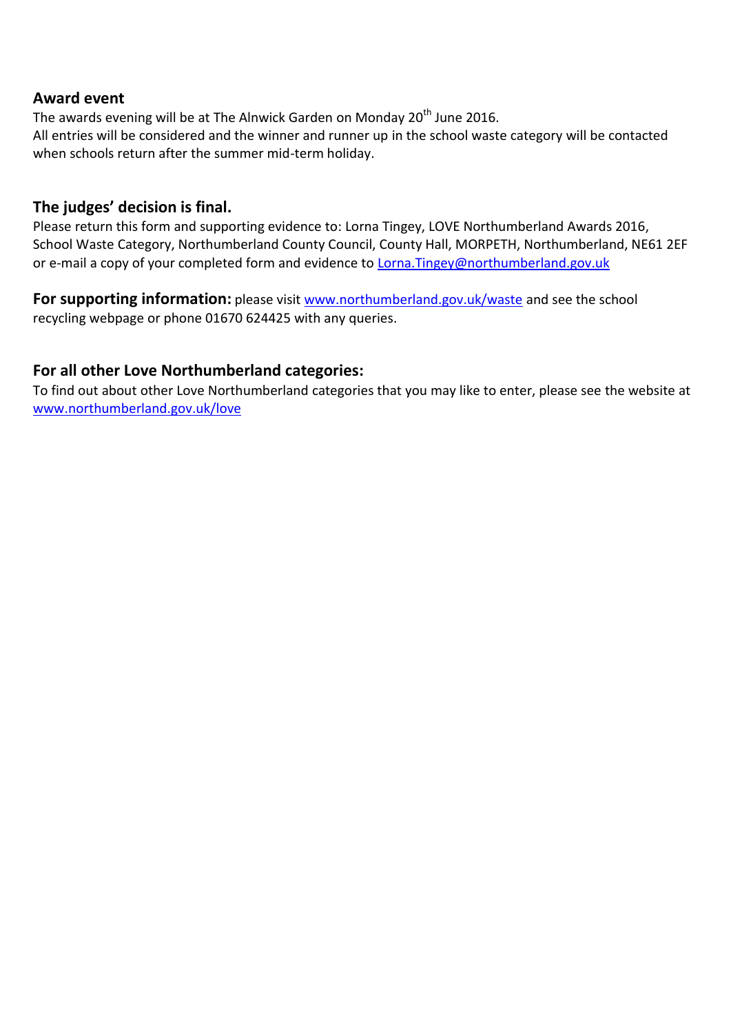## Award event

The awards evening will be at The Alnwick Garden on Monday 20th June 2016.
All entries will be considered and the winner and runner up in the school waste category will be contacted when schools return after the summer mid-term holiday.

## The judges' decision is final.

Please return this form and supporting evidence to: Lorna Tingey, LOVE Northumberland Awards 2016, School Waste Category, Northumberland County Council, County Hall, MORPETH, Northumberland, NE61 2EF or e-mail a copy of your completed form and evidence to Lorna.Tingey@northumberland.gov.uk

**For supporting information:** please visit www.northumberland.gov.uk/waste and see the school recycling webpage or phone 01670 624425 with any queries.

## For all other Love Northumberland categories:

To find out about other Love Northumberland categories that you may like to enter, please see the website at www.northumberland.gov.uk/love